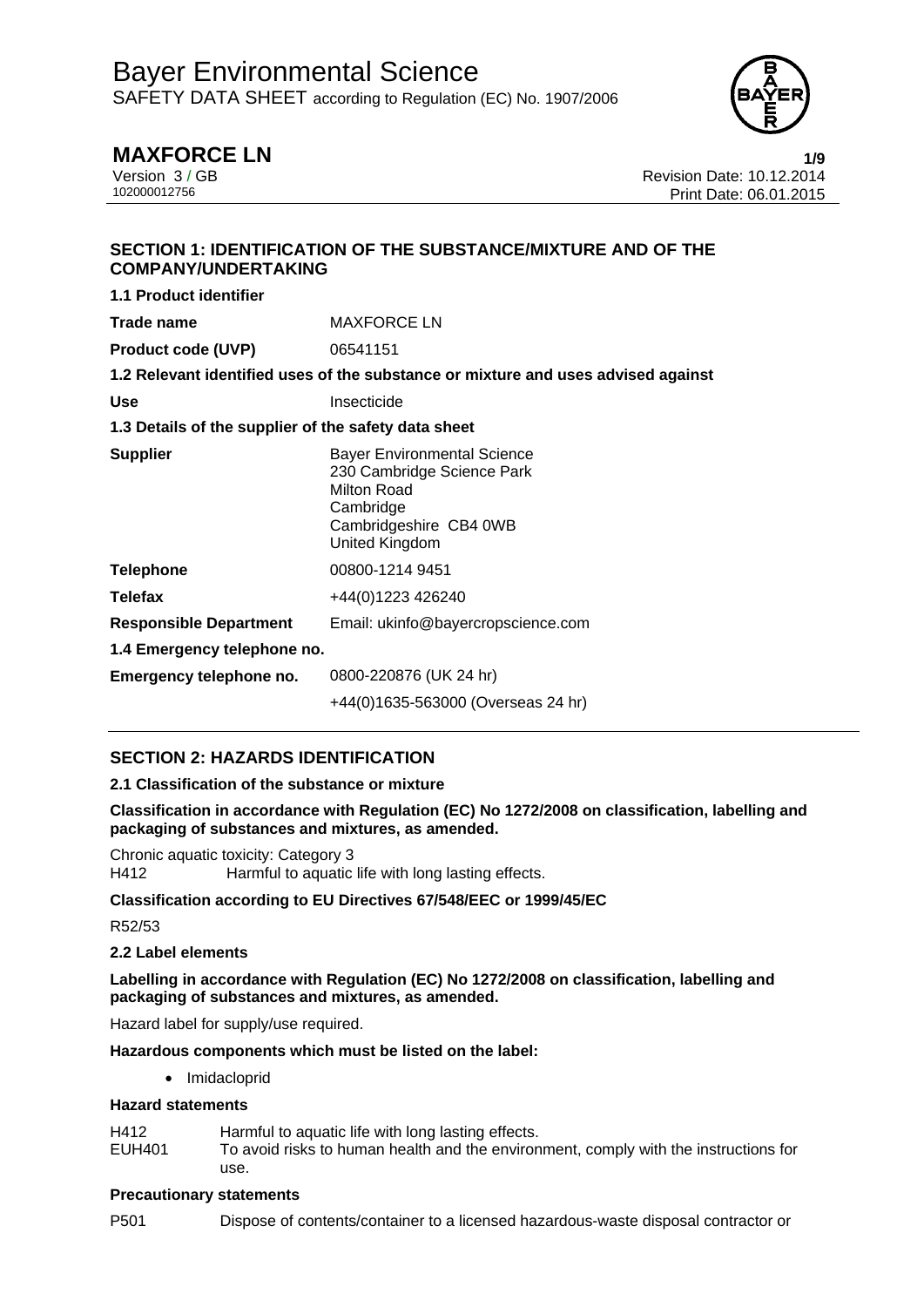# Bayer Environmental Science

SAFETY DATA SHEET according to Regulation (EC) No. 1907/2006

## MAXFORCE LN

Version 3 / GB
102000012756

Revision Date: 10.12.2014
Print Date: 06.01.2015

## SECTION 1: IDENTIFICATION OF THE SUBSTANCE/MIXTURE AND OF THE COMPANY/UNDERTAKING

**1.1 Product identifier**

| | |
|---|---|
| **Trade name** | MAXFORCE LN |
| **Product code (UVP)** | 06541151 |

**1.2 Relevant identified uses of the substance or mixture and uses advised against**

| | |
|---|---|
| **Use** | Insecticide |

**1.3 Details of the supplier of the safety data sheet**

| | |
|---|---|
| **Supplier** | Bayer Environmental Science<br>230 Cambridge Science Park<br>Milton Road<br>Cambridge<br>Cambridgeshire CB4 0WB<br>United Kingdom |
| **Telephone** | 00800-1214 9451 |
| **Telefax** | +44(0)1223 426240 |
| **Responsible Department** | Email: ukinfo@bayercropscience.com |

**1.4 Emergency telephone no.**

| | |
|---|---|
| **Emergency telephone no.** | 0800-220876 (UK 24 hr)<br>+44(0)1635-563000 (Overseas 24 hr) |

## SECTION 2: HAZARDS IDENTIFICATION

**2.1 Classification of the substance or mixture**

**Classification in accordance with Regulation (EC) No 1272/2008 on classification, labelling and packaging of substances and mixtures, as amended.**

Chronic aquatic toxicity: Category 3
H412 Harmful to aquatic life with long lasting effects.

**Classification according to EU Directives 67/548/EEC or 1999/45/EC**

R52/53

**2.2 Label elements**

**Labelling in accordance with Regulation (EC) No 1272/2008 on classification, labelling and packaging of substances and mixtures, as amended.**

Hazard label for supply/use required.

**Hazardous components which must be listed on the label:**

- Imidacloprid

**Hazard statements**

| | |
|---|---|
| H412 | Harmful to aquatic life with long lasting effects. |
| EUH401 | To avoid risks to human health and the environment, comply with the instructions for use. |

**Precautionary statements**

| | |
|---|---|
| P501 | Dispose of contents/container to a licensed hazardous-waste disposal contractor or |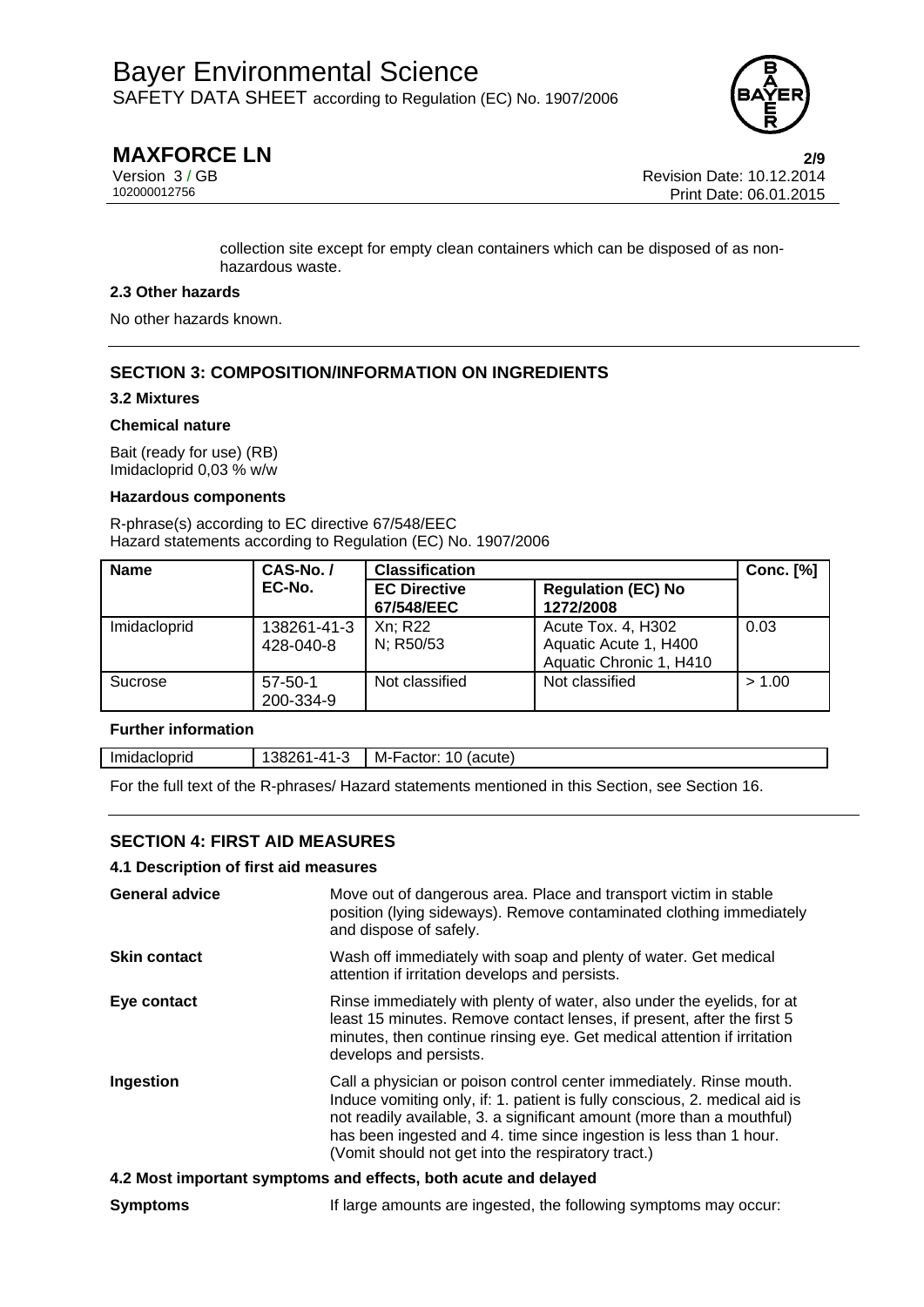collection site except for empty clean containers which can be disposed of as non-hazardous waste.

**2.3 Other hazards**

No other hazards known.

## SECTION 3: COMPOSITION/INFORMATION ON INGREDIENTS

**3.2 Mixtures**

**Chemical nature**

Bait (ready for use) (RB)
Imidacloprid 0,03 % w/w

**Hazardous components**

R-phrase(s) according to EC directive 67/548/EEC
Hazard statements according to Regulation (EC) No. 1907/2006

| Name | CAS-No. / EC-No. | Classification | | Conc. [%] |
|---|---|---|---|---|
| | | EC Directive 67/548/EEC | Regulation (EC) No 1272/2008 | |
| Imidacloprid | 138261-41-3<br>428-040-8 | Xn; R22<br>N; R50/53 | Acute Tox. 4, H302<br>Aquatic Acute 1, H400<br>Aquatic Chronic 1, H410 | 0.03 |
| Sucrose | 57-50-1<br>200-334-9 | Not classified | Not classified | > 1.00 |

**Further information**

| Imidacloprid | 138261-41-3 | M-Factor: 10 (acute) |
|---|---|---|

For the full text of the R-phrases/ Hazard statements mentioned in this Section, see Section 16.

## SECTION 4: FIRST AID MEASURES

**4.1 Description of first aid measures**

**General advice**
Move out of dangerous area. Place and transport victim in stable position (lying sideways). Remove contaminated clothing immediately and dispose of safely.

**Skin contact**
Wash off immediately with soap and plenty of water. Get medical attention if irritation develops and persists.

**Eye contact**
Rinse immediately with plenty of water, also under the eyelids, for at least 15 minutes. Remove contact lenses, if present, after the first 5 minutes, then continue rinsing eye. Get medical attention if irritation develops and persists.

**Ingestion**
Call a physician or poison control center immediately. Rinse mouth. Induce vomiting only, if: 1. patient is fully conscious, 2. medical aid is not readily available, 3. a significant amount (more than a mouthful) has been ingested and 4. time since ingestion is less than 1 hour. (Vomit should not get into the respiratory tract.)

**4.2 Most important symptoms and effects, both acute and delayed**

**Symptoms**
If large amounts are ingested, the following symptoms may occur: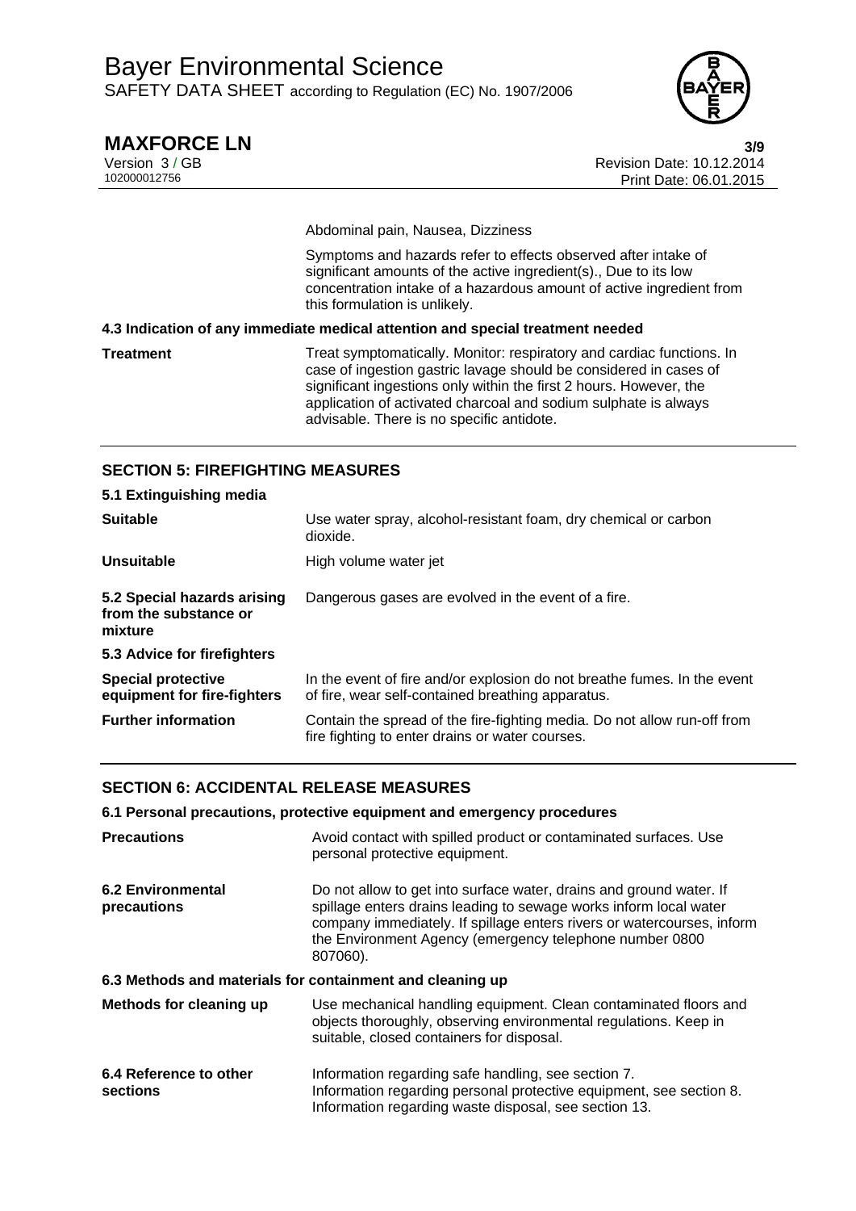Abdominal pain, Nausea, Dizziness

Symptoms and hazards refer to effects observed after intake of significant amounts of the active ingredient(s)., Due to its low concentration intake of a hazardous amount of active ingredient from this formulation is unlikely.

**4.3 Indication of any immediate medical attention and special treatment needed**

| | |
|---|---|
| **Treatment** | Treat symptomatically. Monitor: respiratory and cardiac functions. In case of ingestion gastric lavage should be considered in cases of significant ingestions only within the first 2 hours. However, the application of activated charcoal and sodium sulphate is always advisable. There is no specific antidote. |

## SECTION 5: FIREFIGHTING MEASURES

**5.1 Extinguishing media**

| | |
|---|---|
| **Suitable** | Use water spray, alcohol-resistant foam, dry chemical or carbon dioxide. |
| **Unsuitable** | High volume water jet |
| **5.2 Special hazards arising from the substance or mixture** | Dangerous gases are evolved in the event of a fire. |

**5.3 Advice for firefighters**

| | |
|---|---|
| **Special protective equipment for fire-fighters** | In the event of fire and/or explosion do not breathe fumes. In the event of fire, wear self-contained breathing apparatus. |
| **Further information** | Contain the spread of the fire-fighting media. Do not allow run-off from fire fighting to enter drains or water courses. |

## SECTION 6: ACCIDENTAL RELEASE MEASURES

**6.1 Personal precautions, protective equipment and emergency procedures**

| | |
|---|---|
| **Precautions** | Avoid contact with spilled product or contaminated surfaces. Use personal protective equipment. |
| **6.2 Environmental precautions** | Do not allow to get into surface water, drains and ground water. If spillage enters drains leading to sewage works inform local water company immediately. If spillage enters rivers or watercourses, inform the Environment Agency (emergency telephone number 0800 807060). |

**6.3 Methods and materials for containment and cleaning up**

| | |
|---|---|
| **Methods for cleaning up** | Use mechanical handling equipment. Clean contaminated floors and objects thoroughly, observing environmental regulations. Keep in suitable, closed containers for disposal. |
| **6.4 Reference to other sections** | Information regarding safe handling, see section 7. Information regarding personal protective equipment, see section 8. Information regarding waste disposal, see section 13. |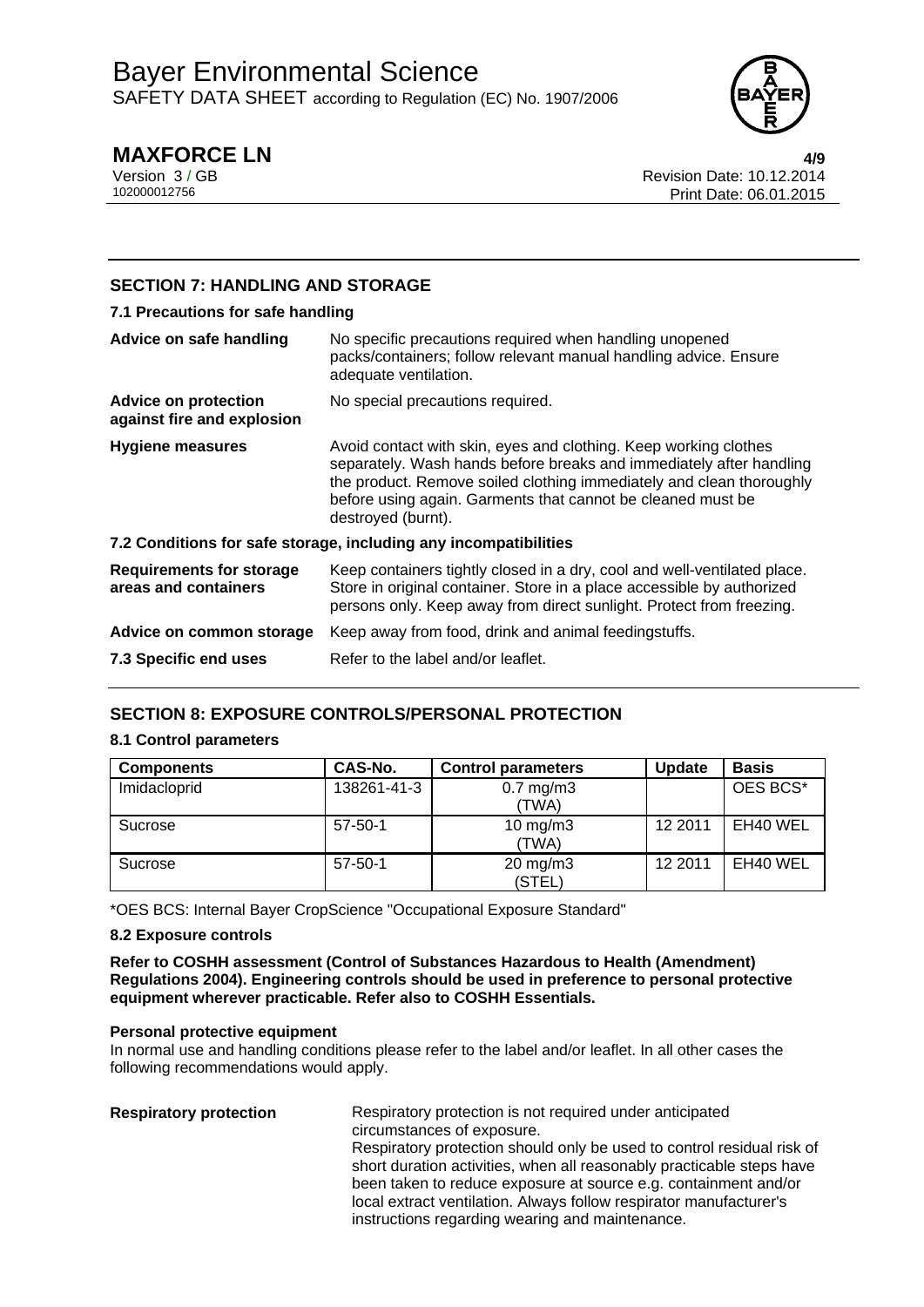## SECTION 7: HANDLING AND STORAGE

### 7.1 Precautions for safe handling

| | |
|---|---|
| **Advice on safe handling** | No specific precautions required when handling unopened packs/containers; follow relevant manual handling advice. Ensure adequate ventilation. |
| **Advice on protection against fire and explosion** | No special precautions required. |
| **Hygiene measures** | Avoid contact with skin, eyes and clothing. Keep working clothes separately. Wash hands before breaks and immediately after handling the product. Remove soiled clothing immediately and clean thoroughly before using again. Garments that cannot be cleaned must be destroyed (burnt). |

### 7.2 Conditions for safe storage, including any incompatibilities

| | |
|---|---|
| **Requirements for storage areas and containers** | Keep containers tightly closed in a dry, cool and well-ventilated place. Store in original container. Store in a place accessible by authorized persons only. Keep away from direct sunlight. Protect from freezing. |
| **Advice on common storage** | Keep away from food, drink and animal feedingstuffs. |
| **7.3 Specific end uses** | Refer to the label and/or leaflet. |

## SECTION 8: EXPOSURE CONTROLS/PERSONAL PROTECTION

### 8.1 Control parameters

| Components | CAS-No. | Control parameters | Update | Basis |
|---|---|---|---|---|
| Imidacloprid | 138261-41-3 | 0.7 mg/m3 (TWA) | | OES BCS* |
| Sucrose | 57-50-1 | 10 mg/m3 (TWA) | 12 2011 | EH40 WEL |
| Sucrose | 57-50-1 | 20 mg/m3 (STEL) | 12 2011 | EH40 WEL |

*OES BCS: Internal Bayer CropScience "Occupational Exposure Standard"

### 8.2 Exposure controls

**Refer to COSHH assessment (Control of Substances Hazardous to Health (Amendment) Regulations 2004). Engineering controls should be used in preference to personal protective equipment wherever practicable. Refer also to COSHH Essentials.**

**Personal protective equipment**

In normal use and handling conditions please refer to the label and/or leaflet. In all other cases the following recommendations would apply.

| | |
|---|---|
| **Respiratory protection** | Respiratory protection is not required under anticipated circumstances of exposure. Respiratory protection should only be used to control residual risk of short duration activities, when all reasonably practicable steps have been taken to reduce exposure at source e.g. containment and/or local extract ventilation. Always follow respirator manufacturer's instructions regarding wearing and maintenance. |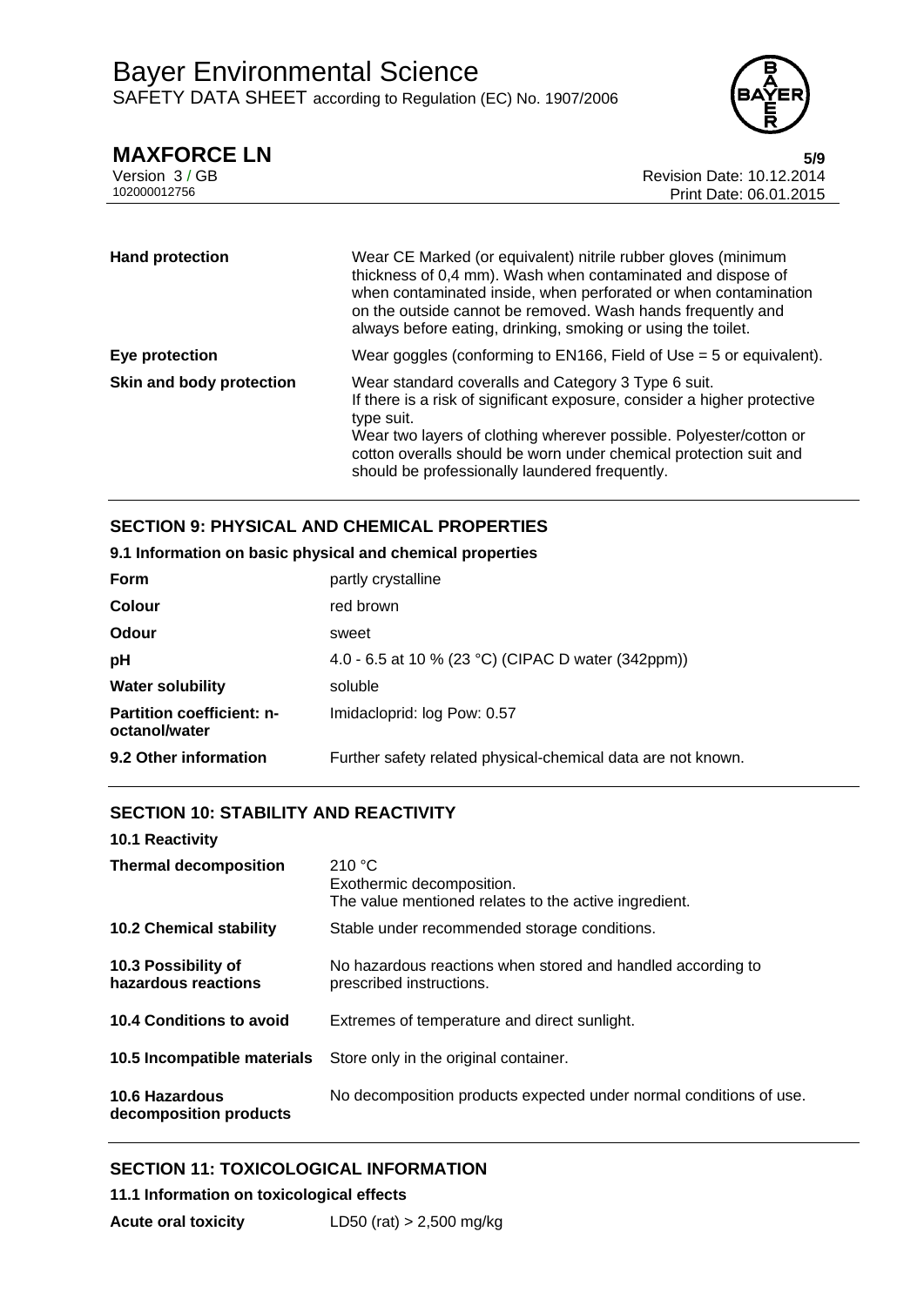| | |
|---|---|
| **Hand protection** | Wear CE Marked (or equivalent) nitrile rubber gloves (minimum thickness of 0,4 mm). Wash when contaminated and dispose of when contaminated inside, when perforated or when contamination on the outside cannot be removed. Wash hands frequently and always before eating, drinking, smoking or using the toilet. |
| **Eye protection** | Wear goggles (conforming to EN166, Field of Use = 5 or equivalent). |
| **Skin and body protection** | Wear standard coveralls and Category 3 Type 6 suit. If there is a risk of significant exposure, consider a higher protective type suit. Wear two layers of clothing wherever possible. Polyester/cotton or cotton overalls should be worn under chemical protection suit and should be professionally laundered frequently. |

## SECTION 9: PHYSICAL AND CHEMICAL PROPERTIES

### 9.1 Information on basic physical and chemical properties

| | |
|---|---|
| **Form** | partly crystalline |
| **Colour** | red brown |
| **Odour** | sweet |
| **pH** | 4.0 - 6.5 at 10 % (23 °C) (CIPAC D water (342ppm)) |
| **Water solubility** | soluble |
| **Partition coefficient: n-octanol/water** | Imidacloprid: log Pow: 0.57 |
| **9.2 Other information** | Further safety related physical-chemical data are not known. |

## SECTION 10: STABILITY AND REACTIVITY

| | |
|---|---|
| **10.1 Reactivity** | |
| **Thermal decomposition** | 210 °C<br>Exothermic decomposition.<br>The value mentioned relates to the active ingredient. |
| **10.2 Chemical stability** | Stable under recommended storage conditions. |
| **10.3 Possibility of hazardous reactions** | No hazardous reactions when stored and handled according to prescribed instructions. |
| **10.4 Conditions to avoid** | Extremes of temperature and direct sunlight. |
| **10.5 Incompatible materials** | Store only in the original container. |
| **10.6 Hazardous decomposition products** | No decomposition products expected under normal conditions of use. |

## SECTION 11: TOXICOLOGICAL INFORMATION

### 11.1 Information on toxicological effects

| | |
|---|---|
| **Acute oral toxicity** | LD50 (rat) > 2,500 mg/kg |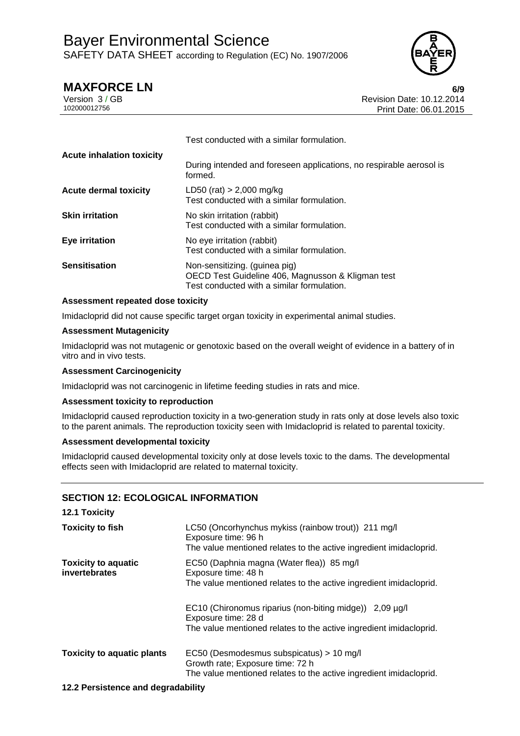| | |
|---|---|
| | Test conducted with a similar formulation. |
| **Acute inhalation toxicity** | During intended and foreseen applications, no respirable aerosol is formed. |
| **Acute dermal toxicity** | LD50 (rat) > 2,000 mg/kg<br>Test conducted with a similar formulation. |
| **Skin irritation** | No skin irritation (rabbit)<br>Test conducted with a similar formulation. |
| **Eye irritation** | No eye irritation (rabbit)<br>Test conducted with a similar formulation. |
| **Sensitisation** | Non-sensitizing. (guinea pig)<br>OECD Test Guideline 406, Magnusson & Kligman test<br>Test conducted with a similar formulation. |

**Assessment repeated dose toxicity**

Imidacloprid did not cause specific target organ toxicity in experimental animal studies.

**Assessment Mutagenicity**

Imidacloprid was not mutagenic or genotoxic based on the overall weight of evidence in a battery of in vitro and in vivo tests.

**Assessment Carcinogenicity**

Imidacloprid was not carcinogenic in lifetime feeding studies in rats and mice.

**Assessment toxicity to reproduction**

Imidacloprid caused reproduction toxicity in a two-generation study in rats only at dose levels also toxic to the parent animals. The reproduction toxicity seen with Imidacloprid is related to parental toxicity.

**Assessment developmental toxicity**

Imidacloprid caused developmental toxicity only at dose levels toxic to the dams. The developmental effects seen with Imidacloprid are related to maternal toxicity.

## SECTION 12: ECOLOGICAL INFORMATION

### 12.1 Toxicity

| | |
|---|---|
| **Toxicity to fish** | LC50 (Oncorhynchus mykiss (rainbow trout)) 211 mg/l<br>Exposure time: 96 h<br>The value mentioned relates to the active ingredient imidacloprid. |
| **Toxicity to aquatic invertebrates** | EC50 (Daphnia magna (Water flea)) 85 mg/l<br>Exposure time: 48 h<br>The value mentioned relates to the active ingredient imidacloprid. |
| | EC10 (Chironomus riparius (non-biting midge)) 2,09 µg/l<br>Exposure time: 28 d<br>The value mentioned relates to the active ingredient imidacloprid. |
| **Toxicity to aquatic plants** | EC50 (Desmodesmus subspicatus) > 10 mg/l<br>Growth rate; Exposure time: 72 h<br>The value mentioned relates to the active ingredient imidacloprid. |

### 12.2 Persistence and degradability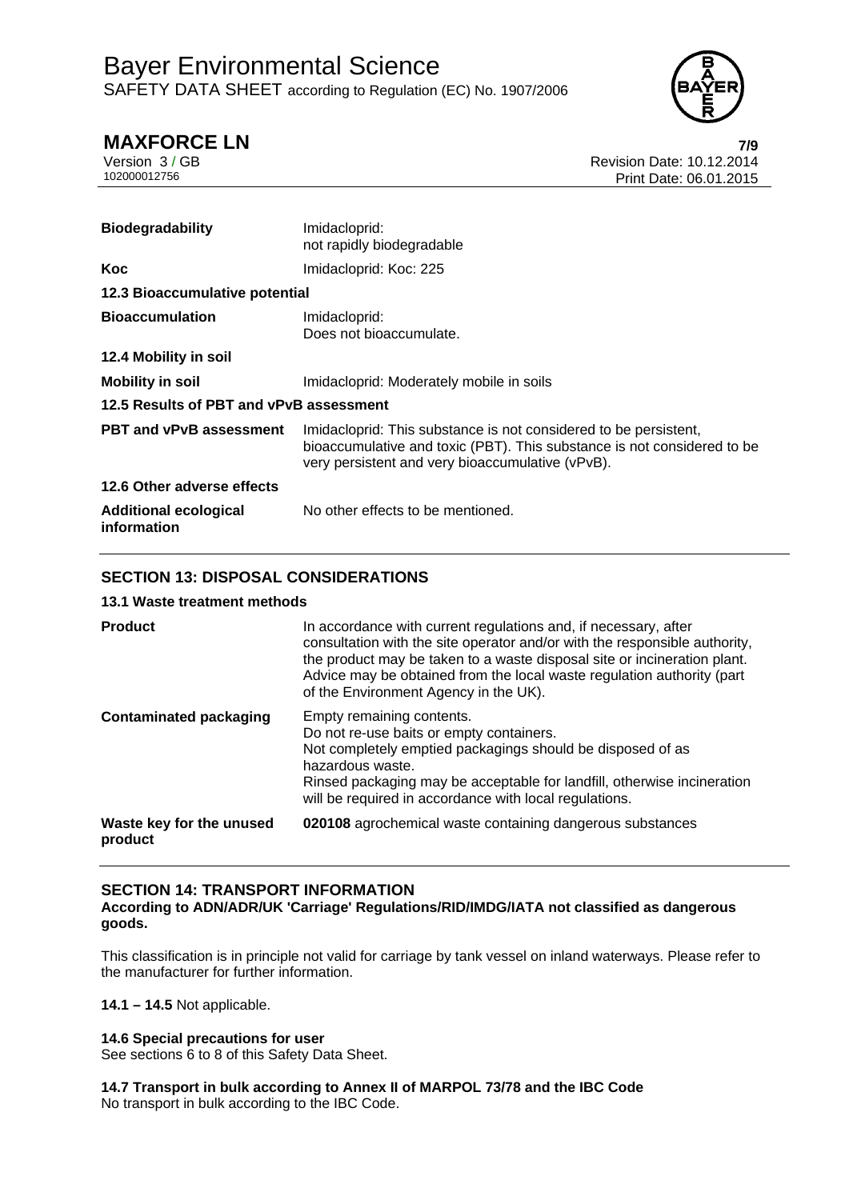| | |
|---|---|
| **Biodegradability** | Imidacloprid:<br>not rapidly biodegradable |
| **Koc** | Imidacloprid: Koc: 225 |
| **12.3 Bioaccumulative potential** | |
| **Bioaccumulation** | Imidacloprid:<br>Does not bioaccumulate. |
| **12.4 Mobility in soil** | |
| **Mobility in soil** | Imidacloprid: Moderately mobile in soils |
| **12.5 Results of PBT and vPvB assessment** | |
| **PBT and vPvB assessment** | Imidacloprid: This substance is not considered to be persistent, bioaccumulative and toxic (PBT). This substance is not considered to be very persistent and very bioaccumulative (vPvB). |
| **12.6 Other adverse effects** | |
| **Additional ecological information** | No other effects to be mentioned. |

## SECTION 13: DISPOSAL CONSIDERATIONS

**13.1 Waste treatment methods**

| | |
|---|---|
| **Product** | In accordance with current regulations and, if necessary, after consultation with the site operator and/or with the responsible authority, the product may be taken to a waste disposal site or incineration plant. Advice may be obtained from the local waste regulation authority (part of the Environment Agency in the UK). |
| **Contaminated packaging** | Empty remaining contents.<br>Do not re-use baits or empty containers.<br>Not completely emptied packagings should be disposed of as hazardous waste.<br>Rinsed packaging may be acceptable for landfill, otherwise incineration will be required in accordance with local regulations. |
| **Waste key for the unused product** | **020108** agrochemical waste containing dangerous substances |

## SECTION 14: TRANSPORT INFORMATION

**According to ADN/ADR/UK 'Carriage' Regulations/RID/IMDG/IATA not classified as dangerous goods.**

This classification is in principle not valid for carriage by tank vessel on inland waterways. Please refer to the manufacturer for further information.

**14.1 – 14.5** Not applicable.

**14.6 Special precautions for user**
See sections 6 to 8 of this Safety Data Sheet.

**14.7 Transport in bulk according to Annex II of MARPOL 73/78 and the IBC Code**
No transport in bulk according to the IBC Code.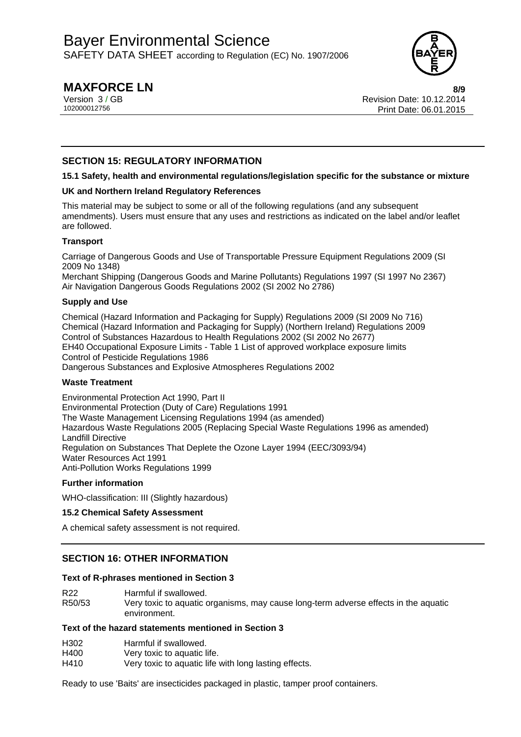## SECTION 15: REGULATORY INFORMATION

### 15.1 Safety, health and environmental regulations/legislation specific for the substance or mixture

**UK and Northern Ireland Regulatory References**

This material may be subject to some or all of the following regulations (and any subsequent amendments). Users must ensure that any uses and restrictions as indicated on the label and/or leaflet are followed.

**Transport**

Carriage of Dangerous Goods and Use of Transportable Pressure Equipment Regulations 2009 (SI 2009 No 1348)
Merchant Shipping (Dangerous Goods and Marine Pollutants) Regulations 1997 (SI 1997 No 2367)
Air Navigation Dangerous Goods Regulations 2002 (SI 2002 No 2786)

**Supply and Use**

Chemical (Hazard Information and Packaging for Supply) Regulations 2009 (SI 2009 No 716)
Chemical (Hazard Information and Packaging for Supply) (Northern Ireland) Regulations 2009
Control of Substances Hazardous to Health Regulations 2002 (SI 2002 No 2677)
EH40 Occupational Exposure Limits - Table 1 List of approved workplace exposure limits
Control of Pesticide Regulations 1986
Dangerous Substances and Explosive Atmospheres Regulations 2002

**Waste Treatment**

Environmental Protection Act 1990, Part II
Environmental Protection (Duty of Care) Regulations 1991
The Waste Management Licensing Regulations 1994 (as amended)
Hazardous Waste Regulations 2005 (Replacing Special Waste Regulations 1996 as amended)
Landfill Directive
Regulation on Substances That Deplete the Ozone Layer 1994 (EEC/3093/94)
Water Resources Act 1991
Anti-Pollution Works Regulations 1999

**Further information**

WHO-classification: III (Slightly hazardous)

### 15.2 Chemical Safety Assessment

A chemical safety assessment is not required.

## SECTION 16: OTHER INFORMATION

**Text of R-phrases mentioned in Section 3**

| | |
|---|---|
| R22 | Harmful if swallowed. |
| R50/53 | Very toxic to aquatic organisms, may cause long-term adverse effects in the aquatic environment. |

**Text of the hazard statements mentioned in Section 3**

| | |
|---|---|
| H302 | Harmful if swallowed. |
| H400 | Very toxic to aquatic life. |
| H410 | Very toxic to aquatic life with long lasting effects. |

Ready to use 'Baits' are insecticides packaged in plastic, tamper proof containers.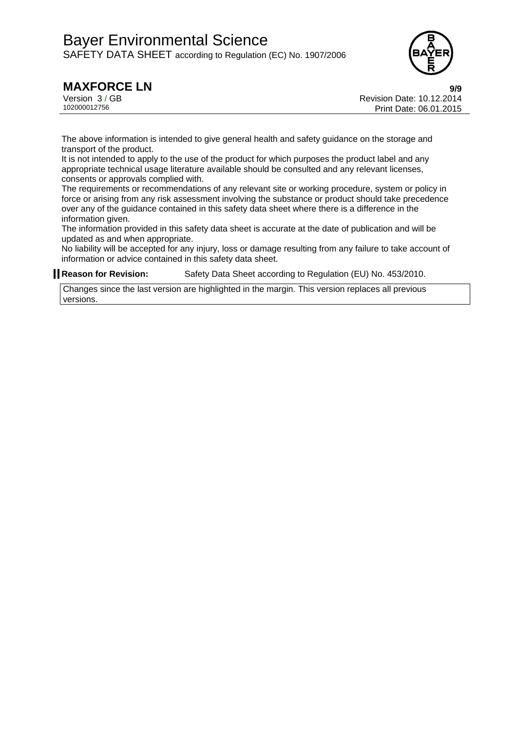The above information is intended to give general health and safety guidance on the storage and transport of the product.

It is not intended to apply to the use of the product for which purposes the product label and any appropriate technical usage literature available should be consulted and any relevant licenses, consents or approvals complied with.

The requirements or recommendations of any relevant site or working procedure, system or policy in force or arising from any risk assessment involving the substance or product should take precedence over any of the guidance contained in this safety data sheet where there is a difference in the information given.

The information provided in this safety data sheet is accurate at the date of publication and will be updated as and when appropriate.

No liability will be accepted for any injury, loss or damage resulting from any failure to take account of information or advice contained in this safety data sheet.

**Reason for Revision:** Safety Data Sheet according to Regulation (EU) No. 453/2010.

Changes since the last version are highlighted in the margin. This version replaces all previous versions.